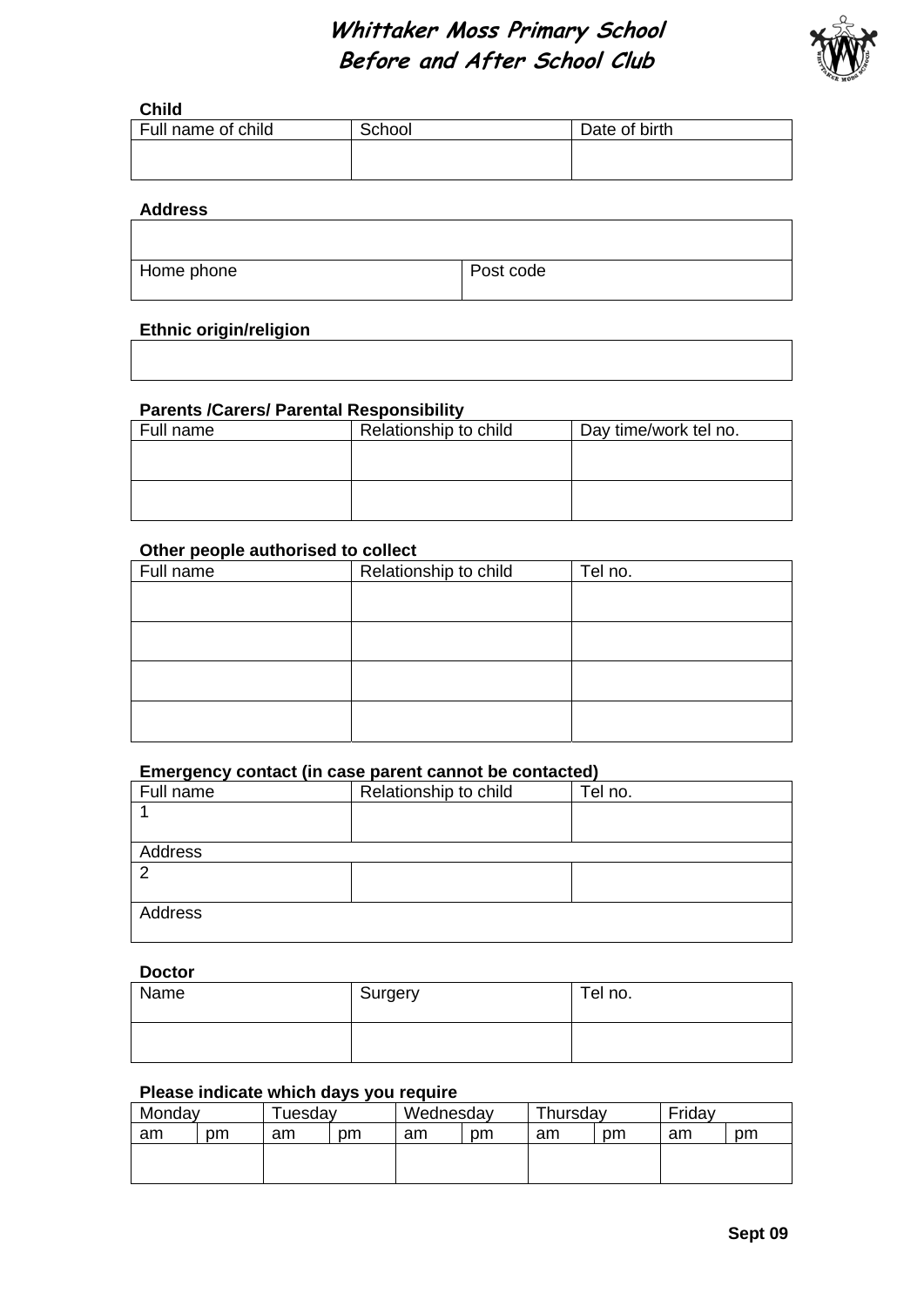# Whittaker Moss Primary School
## Before and After School Club

**Child**

| Full name of child | School | Date of birth |
|---|---|---|
| | | |

**Address**

| | |
|---|---|
| | |
| Home phone | Post code |

**Ethnic origin/religion**

| |
|---|
| |

**Parents /Carers/ Parental Responsibility**

| Full name | Relationship to child | Day time/work tel no. |
|---|---|---|
| | | |
| | | |

**Other people authorised to collect**

| Full name | Relationship to child | Tel no. |
|---|---|---|
| | | |
| | | |
| | | |
| | | |

**Emergency contact (in case parent cannot be contacted)**

| Full name | Relationship to child | Tel no. |
|---|---|---|
| 1 | | |
| Address | | |
| 2 | | |
| Address | | |

**Doctor**

| Name | Surgery | Tel no. |
|---|---|---|
| | | |

**Please indicate which days you require**

| Monday | | Tuesday | | Wednesday | | Thursday | | Friday | |
|---|---|---|---|---|---|---|---|---|---|
| am | pm | am | pm | am | pm | am | pm | am | pm |
| | | | | | | | | | |

**Sept 09**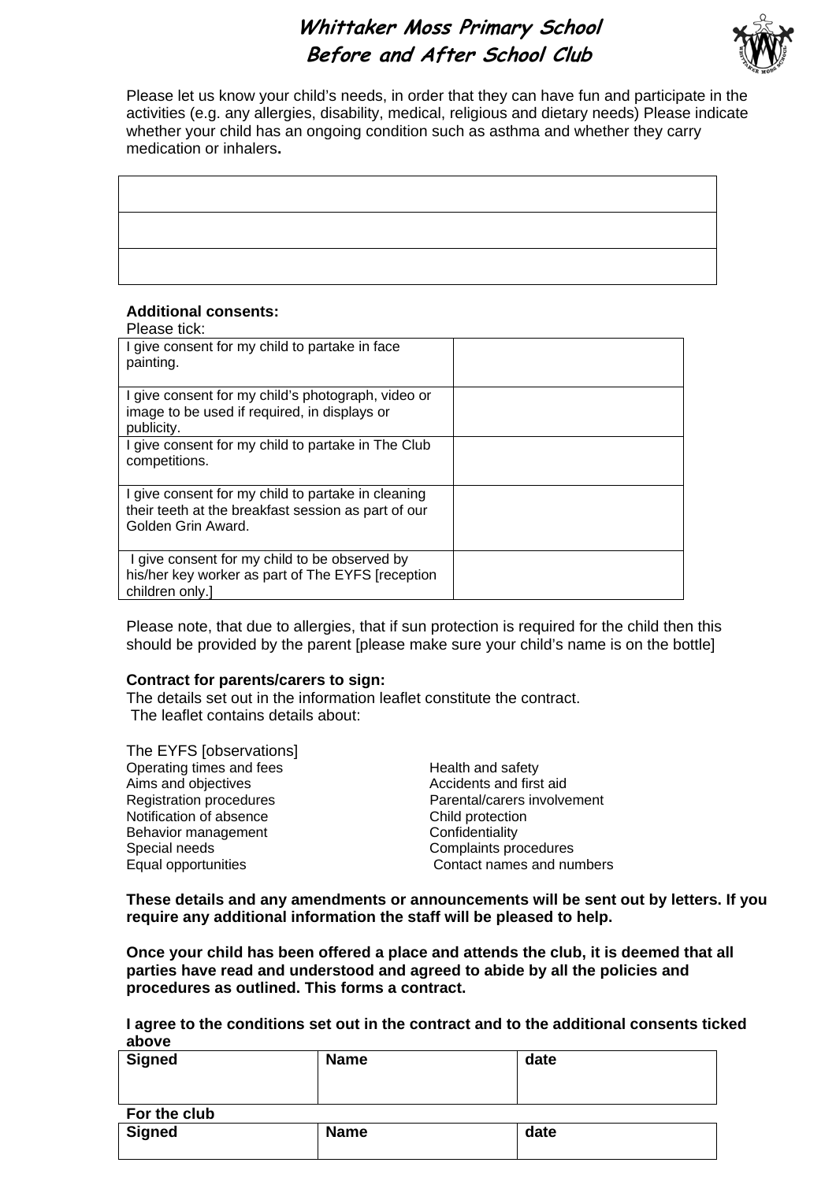# Whittaker Moss Primary School
## Before and After School Club

Please let us know your child's needs, in order that they can have fun and participate in the activities (e.g. any allergies, disability, medical, religious and dietary needs) Please indicate whether your child has an ongoing condition such as asthma and whether they carry medication or inhalers**.**

| |
|---|
| |
| |
| |

**Additional consents:**

Please tick:

| | |
|---|---|
| I give consent for my child to partake in face painting. | |
| I give consent for my child's photograph, video or image to be used if required, in displays or publicity. | |
| I give consent for my child to partake in The Club competitions. | |
| I give consent for my child to partake in cleaning their teeth at the breakfast session as part of our Golden Grin Award. | |
| I give consent for my child to be observed by his/her key worker as part of The EYFS [reception children only.] | |

Please note, that due to allergies, that if sun protection is required for the child then this should be provided by the parent [please make sure your child's name is on the bottle]

**Contract for parents/carers to sign:**

The details set out in the information leaflet constitute the contract.
The leaflet contains details about:

The EYFS [observations]
- Operating times and fees
- Aims and objectives
- Registration procedures
- Notification of absence
- Behavior management
- Special needs
- Equal opportunities
- Health and safety
- Accidents and first aid
- Parental/carers involvement
- Child protection
- Confidentiality
- Complaints procedures
- Contact names and numbers

**These details and any amendments or announcements will be sent out by letters. If you require any additional information the staff will be pleased to help.**

**Once your child has been offered a place and attends the club, it is deemed that all parties have read and understood and agreed to abide by all the policies and procedures as outlined. This forms a contract.**

**I agree to the conditions set out in the contract and to the additional consents ticked above**

| **Signed** | **Name** | **date** |
|---|---|---|
| | | |

**For the club**

| **Signed** | **Name** | **date** |
|---|---|---|
| | | |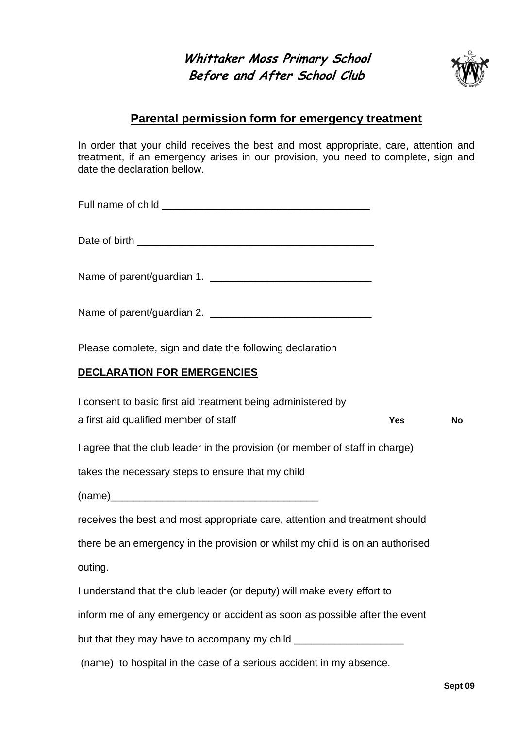# Whittaker Moss Primary School
# Before and After School Club

## Parental permission form for emergency treatment

In order that your child receives the best and most appropriate, care, attention and treatment, if an emergency arises in our provision, you need to complete, sign and date the declaration bellow.

Full name of child ___________________________________

Date of birth ________________________________________

Name of parent/guardian 1. ____________________________

Name of parent/guardian 2. ____________________________

Please complete, sign and date the following declaration

**DECLARATION FOR EMERGENCIES**

I consent to basic first aid treatment being administered by a first aid qualified member of staff **Yes** **No**

I agree that the club leader in the provision (or member of staff in charge) takes the necessary steps to ensure that my child (name)___________________________________ receives the best and most appropriate care, attention and treatment should there be an emergency in the provision or whilst my child is on an authorised outing.

I understand that the club leader (or deputy) will make every effort to inform me of any emergency or accident as soon as possible after the event but that they may have to accompany my child ___________________ (name) to hospital in the case of a serious accident in my absence.

**Sept 09**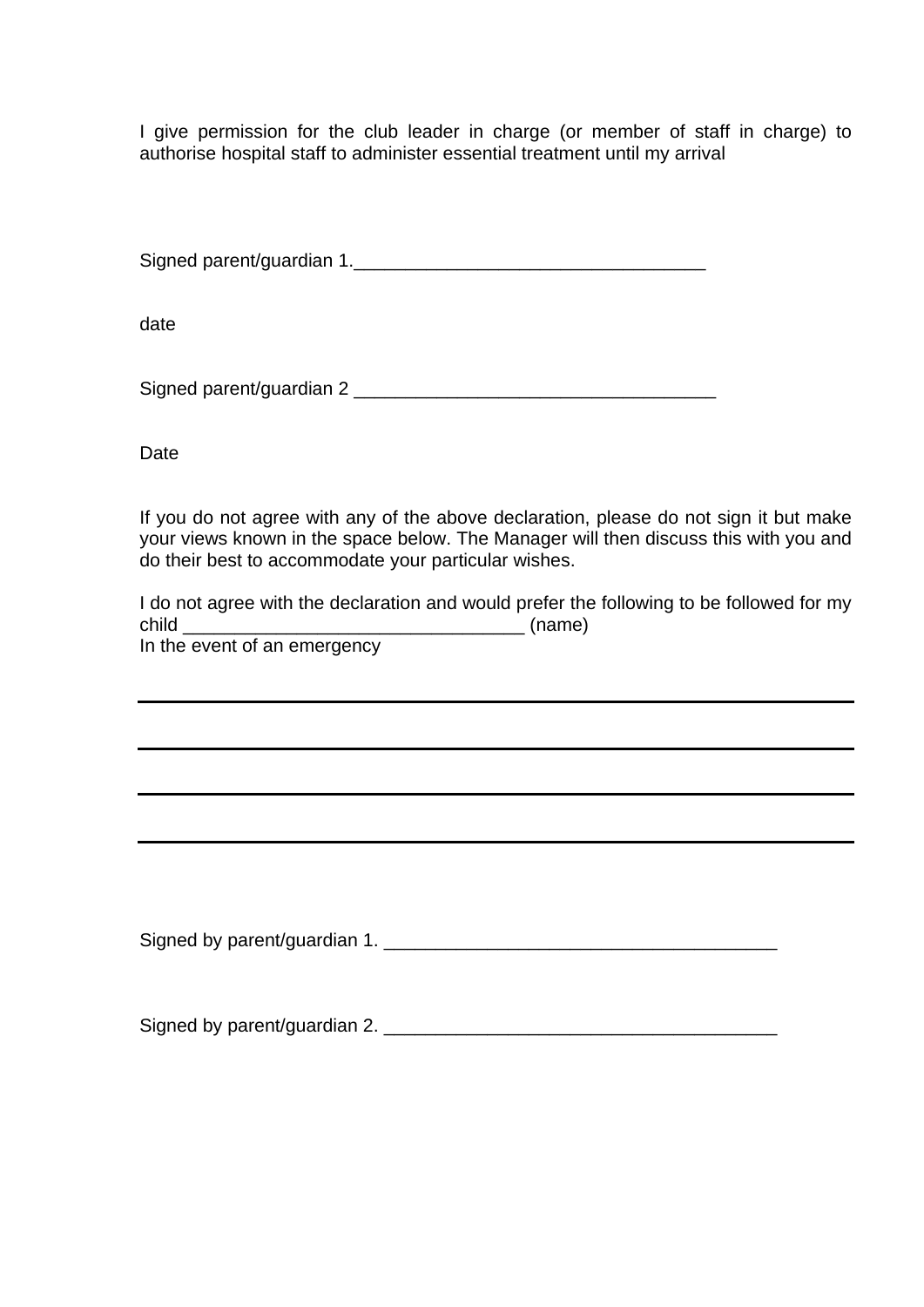I give permission for the club leader in charge (or member of staff in charge) to authorise hospital staff to administer essential treatment until my arrival

Signed parent/guardian 1.__________________________________

date

Signed parent/guardian 2 __________________________________

Date

If you do not agree with any of the above declaration, please do not sign it but make your views known in the space below. The Manager will then discuss this with you and do their best to accommodate your particular wishes.

I do not agree with the declaration and would prefer the following to be followed for my child ________________________________ (name)
In the event of an emergency

______________________________________________________________________

______________________________________________________________________

______________________________________________________________________

______________________________________________________________________

Signed by parent/guardian 1. ______________________________________

Signed by parent/guardian 2. ______________________________________